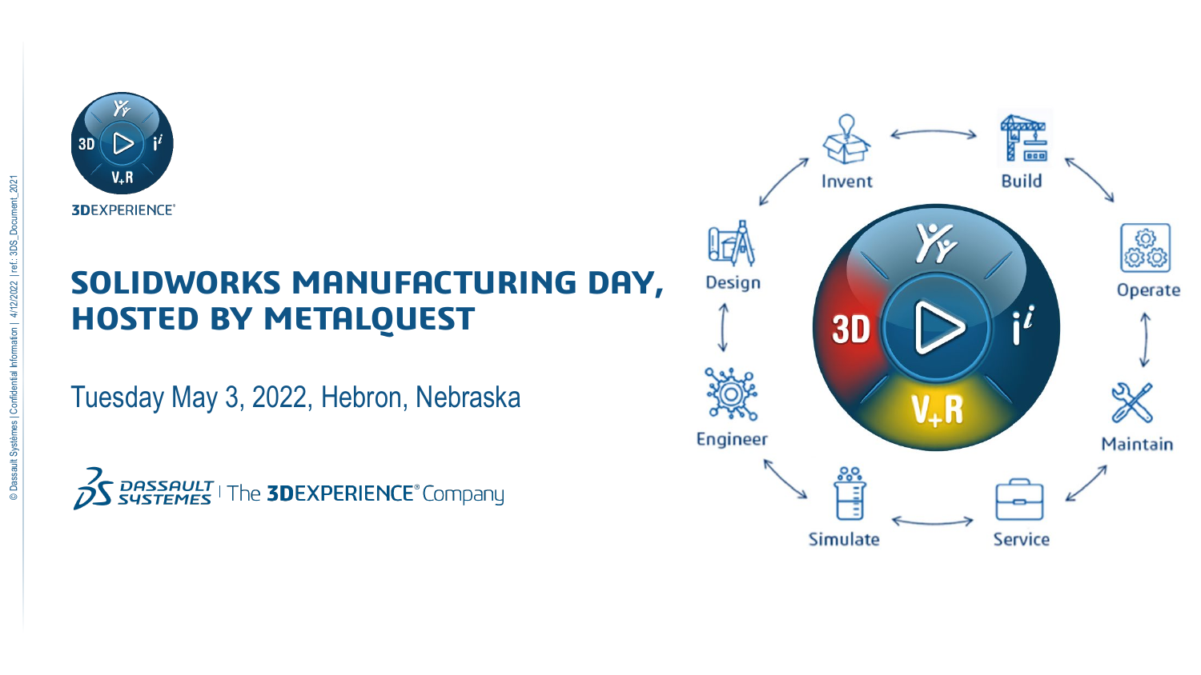3DEXPERIENCE

# SOLIDWORKS MANUFACTURING DAY, HOSTED BY METALQUEST

Tuesday May 3, 2022, Hebron, Nebraska

DASSAULT SYSTEMES | The 3DEXPERIENCE® Company

Invent · Build · Operate · Maintain · Service · Simulate · Engineer · Design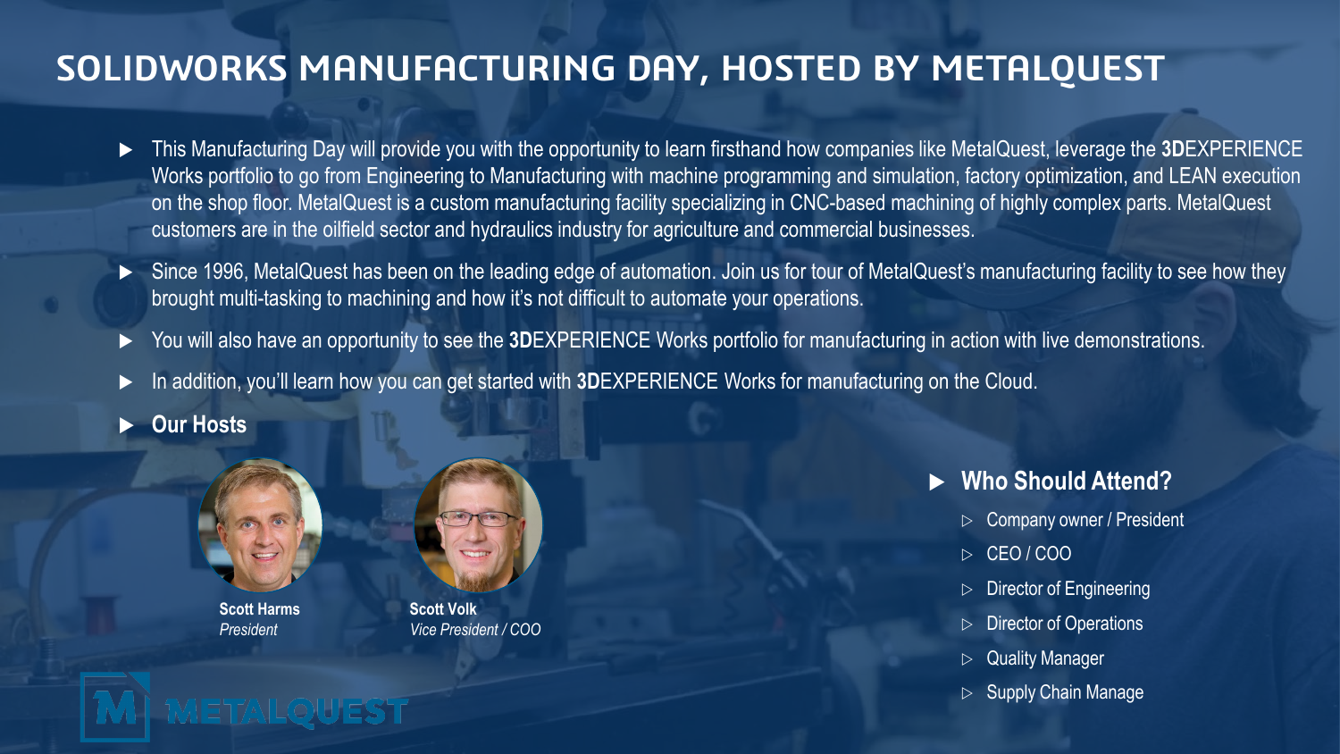# SOLIDWORKS MANUFACTURING DAY, HOSTED BY METALQUEST

- This Manufacturing Day will provide you with the opportunity to learn firsthand how companies like MetalQuest, leverage the **3D**EXPERIENCE Works portfolio to go from Engineering to Manufacturing with machine programming and simulation, factory optimization, and LEAN execution on the shop floor. MetalQuest is a custom manufacturing facility specializing in CNC-based machining of highly complex parts. MetalQuest customers are in the oilfield sector and hydraulics industry for agriculture and commercial businesses.
- Since 1996, MetalQuest has been on the leading edge of automation. Join us for tour of MetalQuest's manufacturing facility to see how they brought multi-tasking to machining and how it's not difficult to automate your operations.
- You will also have an opportunity to see the **3D**EXPERIENCE Works portfolio for manufacturing in action with live demonstrations.
- In addition, you'll learn how you can get started with **3D**EXPERIENCE Works for manufacturing on the Cloud.
- **Our Hosts**

**Scott Harms**
*President*

**Scott Volk**
*Vice President / COO*

METALQUEST

## Who Should Attend?

- Company owner / President
- CEO / COO
- Director of Engineering
- Director of Operations
- Quality Manager
- Supply Chain Manage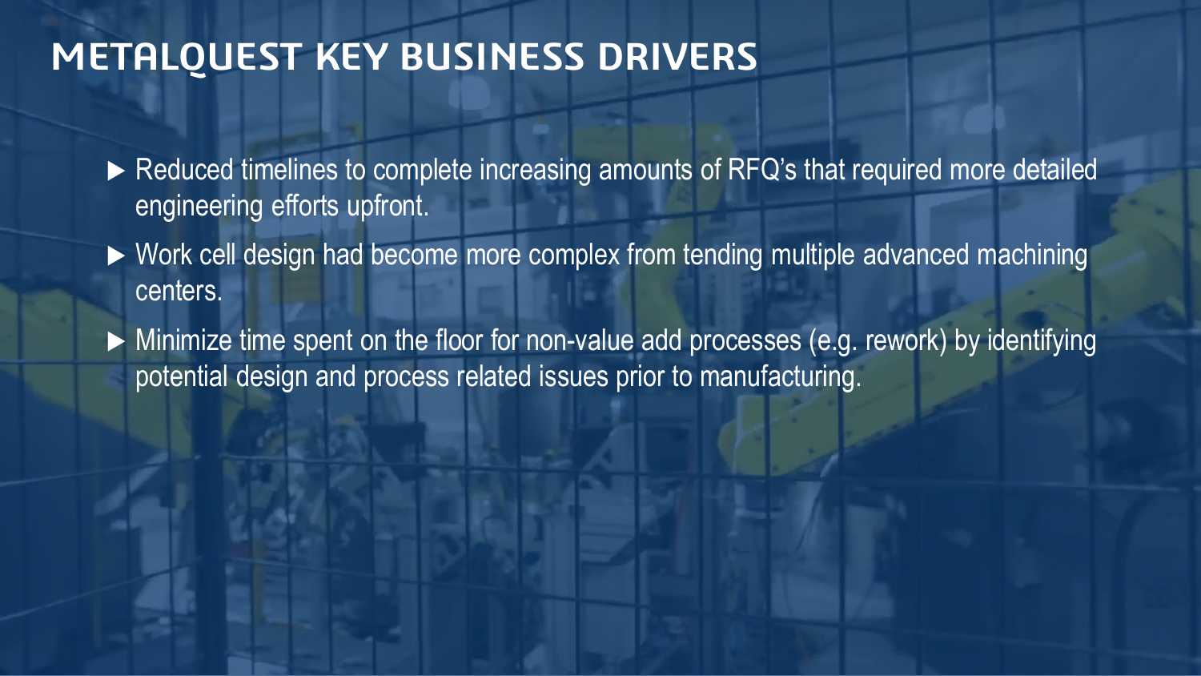# METALQUEST KEY BUSINESS DRIVERS

- Reduced timelines to complete increasing amounts of RFQ's that required more detailed engineering efforts upfront.
- Work cell design had become more complex from tending multiple advanced machining centers.
- Minimize time spent on the floor for non-value add processes (e.g. rework) by identifying potential design and process related issues prior to manufacturing.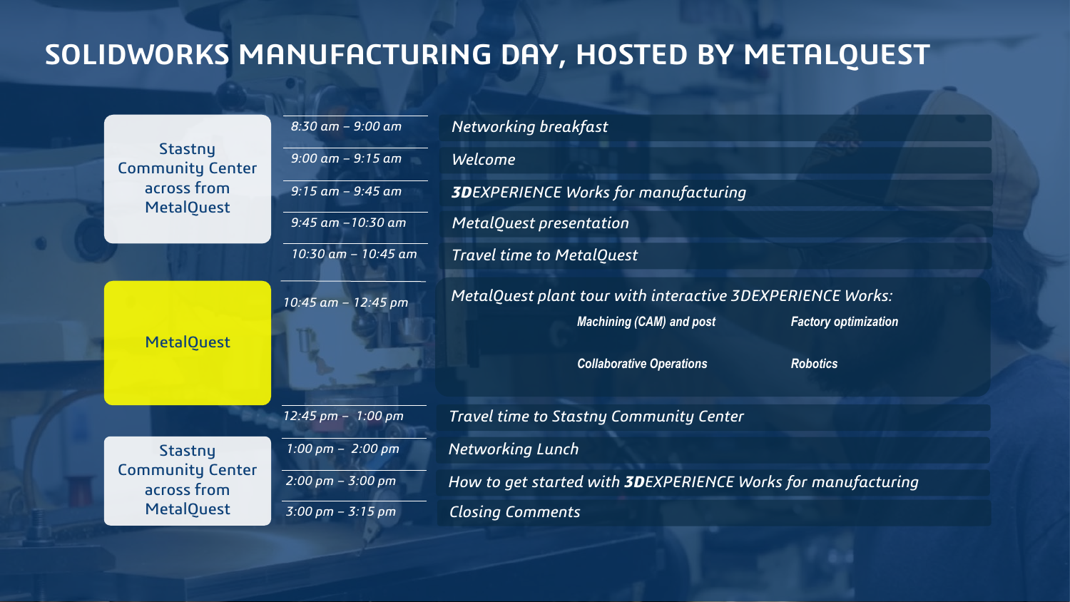# SOLIDWORKS MANUFACTURING DAY, HOSTED BY METALQUEST

| Location | Time | Session |
| --- | --- | --- |
| Stastny Community Center across from MetalQuest | *8:30 am – 9:00 am* | *Networking breakfast* |
| | *9:00 am – 9:15 am* | *Welcome* |
| | *9:15 am – 9:45 am* | ***3D**EXPERIENCE Works for manufacturing* |
| | *9:45 am –10:30 am* | *MetalQuest presentation* |
| | *10:30 am – 10:45 am* | *Travel time to MetalQuest* |
| MetalQuest | *10:45 am – 12:45 pm* | *MetalQuest plant tour with interactive 3DEXPERIENCE Works:* ***Machining (CAM) and post***, ***Factory optimization***, ***Collaborative Operations***, ***Robotics*** |
| | *12:45 pm – 1:00 pm* | *Travel time to Stastny Community Center* |
| Stastny Community Center across from MetalQuest | *1:00 pm – 2:00 pm* | *Networking Lunch* |
| | *2:00 pm – 3:00 pm* | *How to get started with **3D**EXPERIENCE Works for manufacturing* |
| | *3:00 pm – 3:15 pm* | *Closing Comments* |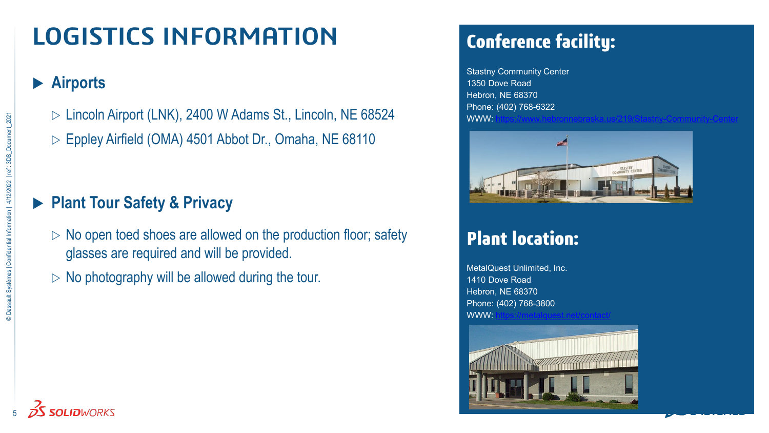# LOGISTICS INFORMATION

## Airports

- Lincoln Airport (LNK), 2400 W Adams St., Lincoln, NE 68524
- Eppley Airfield (OMA) 4501 Abbot Dr., Omaha, NE 68110

## Plant Tour Safety & Privacy

- No open toed shoes are allowed on the production floor; safety glasses are required and will be provided.
- No photography will be allowed during the tour.

## Conference facility:

Stastny Community Center
1350 Dove Road
Hebron, NE 68370
Phone: (402) 768-6322
WWW: https://www.hebronnebraska.us/219/Stastny-Community-Center

## Plant location:

MetalQuest Unlimited, Inc.
1410 Dove Road
Hebron, NE 68370
Phone: (402) 768-3800
WWW: https://metalquest.net/contact/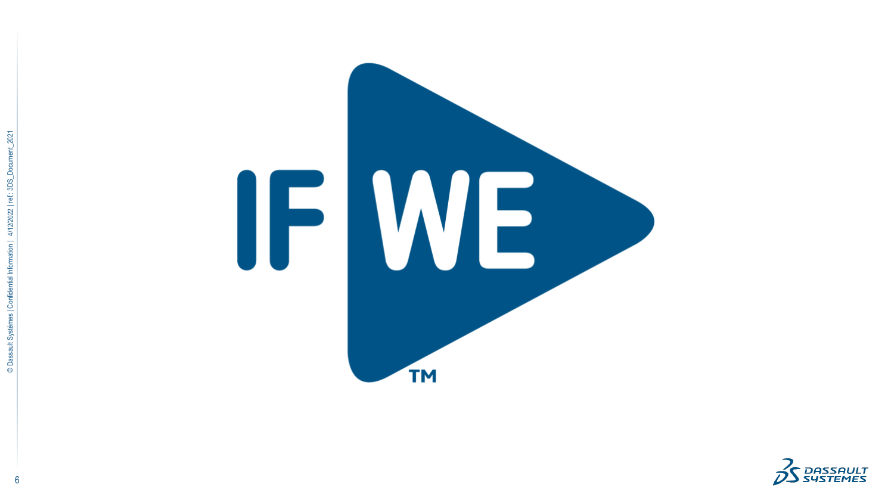IF WE ™